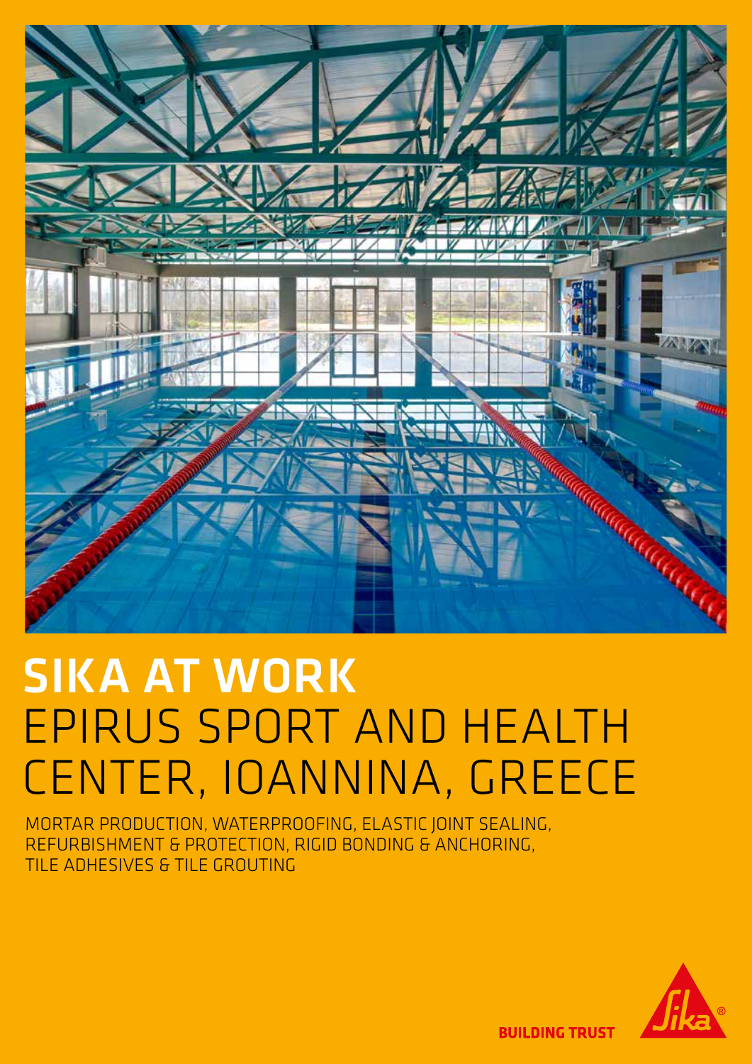# SIKA AT WORK
# EPIRUS SPORT AND HEALTH CENTER, IOANNINA, GREECE

MORTAR PRODUCTION, WATERPROOFING, ELASTIC JOINT SEALING, REFURBISHMENT & PROTECTION, RIGID BONDING & ANCHORING, TILE ADHESIVES & TILE GROUTING

BUILDING TRUST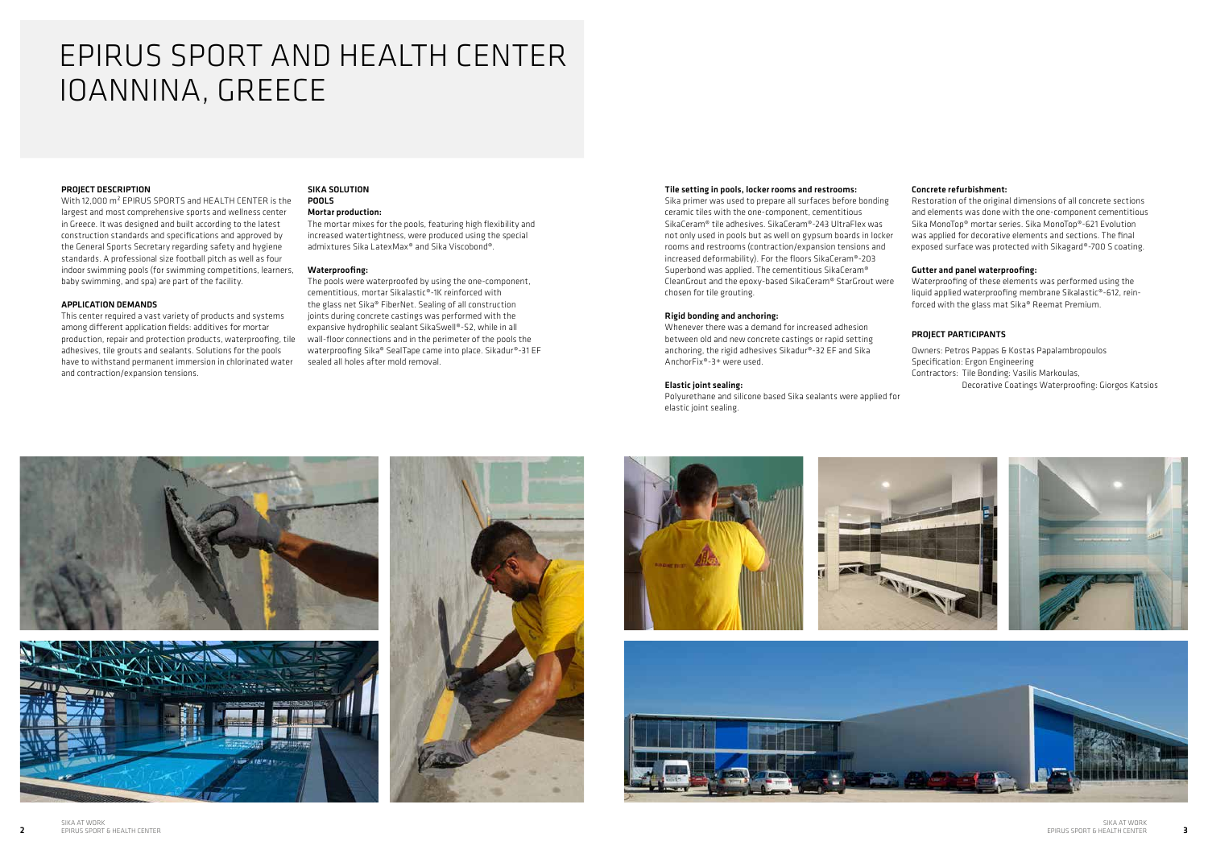# EPIRUS SPORT AND HEALTH CENTER IOANNINA, GREECE

## PROJECT DESCRIPTION

With 12,000 m$^2$ EPIRUS SPORTS and HEALTH CENTER is the largest and most comprehensive sports and wellness center in Greece. It was designed and built according to the latest construction standards and specifications and approved by the General Sports Secretary regarding safety and hygiene standards. A professional size football pitch as well as four indoor swimming pools (for swimming competitions, learners, baby swimming, and spa) are part of the facility.

## APPLICATION DEMANDS

This center required a vast variety of products and systems among different application fields: additives for mortar production, repair and protection products, waterproofing, tile adhesives, tile grouts and sealants. Solutions for the pools have to withstand permanent immersion in chlorinated water and contraction/expansion tensions.

## SIKA SOLUTION

### POOLS

**Mortar production:**

The mortar mixes for the pools, featuring high flexibility and increased watertightness, were produced using the special admixtures Sika LatexMax® and Sika Viscobond®.

**Waterproofing:**

The pools were waterproofed by using the one-component, cementitious, mortar Sikalastic®-1K reinforced with the glass net Sika® FiberNet. Sealing of all construction joints during concrete castings was performed with the expansive hydrophilic sealant SikaSwell®-S2, while in all wall-floor connections and in the perimeter of the pools the waterproofing Sika® SealTape came into place. Sikadur®-31 EF sealed all holes after mold removal.

**Tile setting in pools, locker rooms and restrooms:**

Sika primer was used to prepare all surfaces before bonding ceramic tiles with the one-component, cementitious SikaCeram® tile adhesives. SikaCeram®-243 UltraFlex was not only used in pools but as well on gypsum boards in locker rooms and restrooms (contraction/expansion tensions and increased deformability). For the floors SikaCeram®-203 Superbond was applied. The cementitious SikaCeram® CleanGrout and the epoxy-based SikaCeram® StarGrout were chosen for tile grouting.

**Rigid bonding and anchoring:**

Whenever there was a demand for increased adhesion between old and new concrete castings or rapid setting anchoring, the rigid adhesives Sikadur®-32 EF and Sika AnchorFix®-3+ were used.

**Elastic joint sealing:**

Polyurethane and silicone based Sika sealants were applied for elastic joint sealing.

**Concrete refurbishment:**

Restoration of the original dimensions of all concrete sections and elements was done with the one-component cementitious Sika MonoTop® mortar series. Sika MonoTop®-621 Evolution was applied for decorative elements and sections. The final exposed surface was protected with Sikagard®-700 S coating.

**Gutter and panel waterproofing:**

Waterproofing of these elements was performed using the liquid applied waterproofing membrane Sikalastic®-612, reinforced with the glass mat Sika® Reemat Premium.

## PROJECT PARTICIPANTS

Owners: Petros Pappas & Kostas Papalambropoulos
Specification: Ergon Engineering
Contractors: Tile Bonding: Vasilis Markoulas,
Decorative Coatings Waterproofing: Giorgos Katsios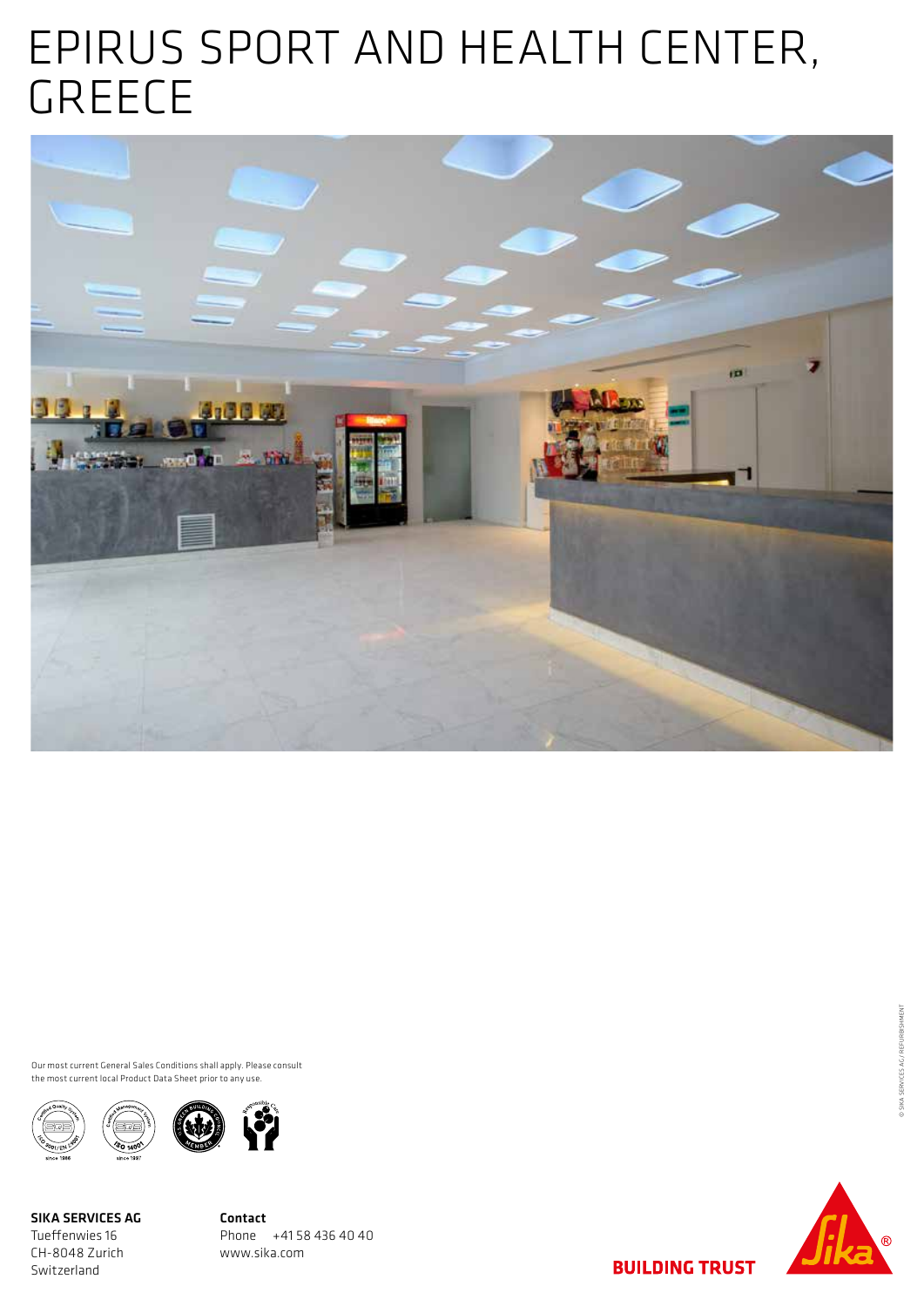# EPIRUS SPORT AND HEALTH CENTER, GREECE

Our most current General Sales Conditions shall apply. Please consult the most current local Product Data Sheet prior to any use.

**SIKA SERVICES AG**
Tueffenwies 16
CH-8048 Zurich
Switzerland

**Contact**
Phone +41 58 436 40 40
www.sika.com

**BUILDING TRUST**

© SIKA SERVICES AG / REFURBISHMENT